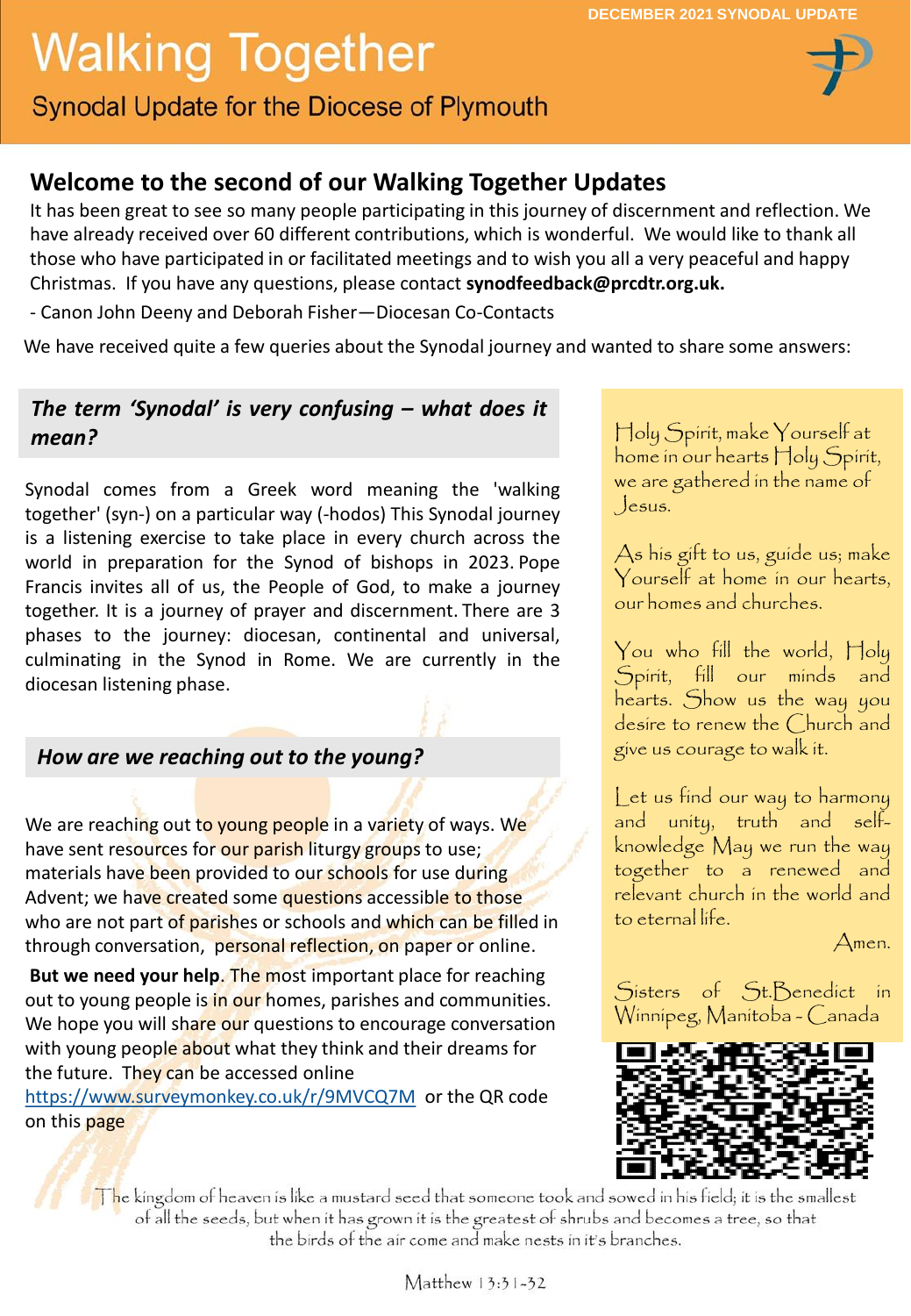DECEMBER 2021 SYNODAL UPDATE

# Walking Together

Synodal Update for the Diocese of Plymouth

## Welcome to the second of our Walking Together Updates

It has been great to see so many people participating in this journey of discernment and reflection. We have already received over 60 different contributions, which is wonderful. We would like to thank all those who have participated in or facilitated meetings and to wish you all a very peaceful and happy Christmas. If you have any questions, please contact **synodfeedback@prcdtr.org.uk.**

- Canon John Deeny and Deborah Fisher—Diocesan Co-Contacts

We have received quite a few queries about the Synodal journey and wanted to share some answers:

### *The term 'Synodal' is very confusing – what does it mean?*

Synodal comes from a Greek word meaning the 'walking together' (syn-) on a particular way (-hodos) This Synodal journey is a listening exercise to take place in every church across the world in preparation for the Synod of bishops in 2023. Pope Francis invites all of us, the People of God, to make a journey together. It is a journey of prayer and discernment. There are 3 phases to the journey: diocesan, continental and universal, culminating in the Synod in Rome. We are currently in the diocesan listening phase.

### *How are we reaching out to the young?*

We are reaching out to young people in a variety of ways. We have sent resources for our parish liturgy groups to use; materials have been provided to our schools for use during Advent; we have created some questions accessible to those who are not part of parishes or schools and which can be filled in through conversation, personal reflection, on paper or online.

**But we need your help**. The most important place for reaching out to young people is in our homes, parishes and communities. We hope you will share our questions to encourage conversation with young people about what they think and their dreams for the future. They can be accessed online https://www.surveymonkey.co.uk/r/9MVCQ7M or the QR code on this page

Holy Spirit, make Yourself at home in our hearts Holy Spirit, we are gathered in the name of Jesus.

As his gift to us, guide us; make Yourself at home in our hearts, our homes and churches.

You who fill the world, Holy Spirit, fill our minds and hearts. Show us the way you desire to renew the Church and give us courage to walk it.

Let us find our way to harmony and unity, truth and self-knowledge May we run the way together to a renewed and relevant church in the world and to eternal life.

Amen.

Sisters of St.Benedict in Winnipeg, Manitoba - Canada

The kingdom of heaven is like a mustard seed that someone took and sowed in his field; it is the smallest of all the seeds, but when it has grown it is the greatest of shrubs and becomes a tree, so that the birds of the air come and make nests in it's branches.

Matthew 13:31-32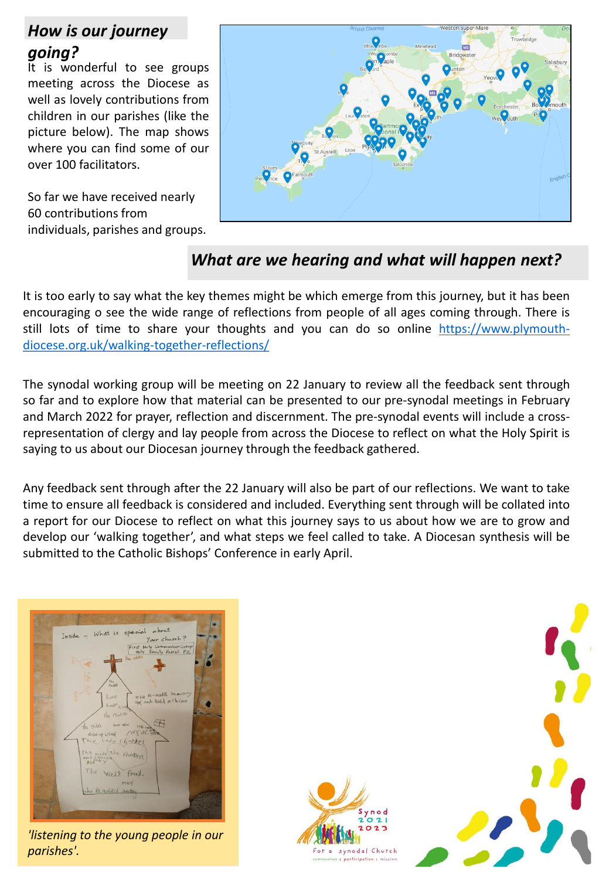## *How is our journey going?*

It is wonderful to see groups meeting across the Diocese as well as lovely contributions from children in our parishes (like the picture below). The map shows where you can find some of our over 100 facilitators.

So far we have received nearly 60 contributions from individuals, parishes and groups.

## *What are we hearing and what will happen next?*

It is too early to say what the key themes might be which emerge from this journey, but it has been encouraging o see the wide range of reflections from people of all ages coming through. There is still lots of time to share your thoughts and you can do so online [https://www.plymouth-diocese.org.uk/walking-together-reflections/](https://www.plymouth-diocese.org.uk/walking-together-reflections/)

The synodal working group will be meeting on 22 January to review all the feedback sent through so far and to explore how that material can be presented to our pre-synodal meetings in February and March 2022 for prayer, reflection and discernment. The pre-synodal events will include a cross-representation of clergy and lay people from across the Diocese to reflect on what the Holy Spirit is saying to us about our Diocesan journey through the feedback gathered.

Any feedback sent through after the 22 January will also be part of our reflections. We want to take time to ensure all feedback is considered and included. Everything sent through will be collated into a report for our Diocese to reflect on what this journey says to us about how we are to grow and develop our 'walking together', and what steps we feel called to take. A Diocesan synthesis will be submitted to the Catholic Bishops' Conference in early April.

*'listening to the young people in our parishes'.*

Synod 2021 2023

For a synodal Church

communion | participation | mission